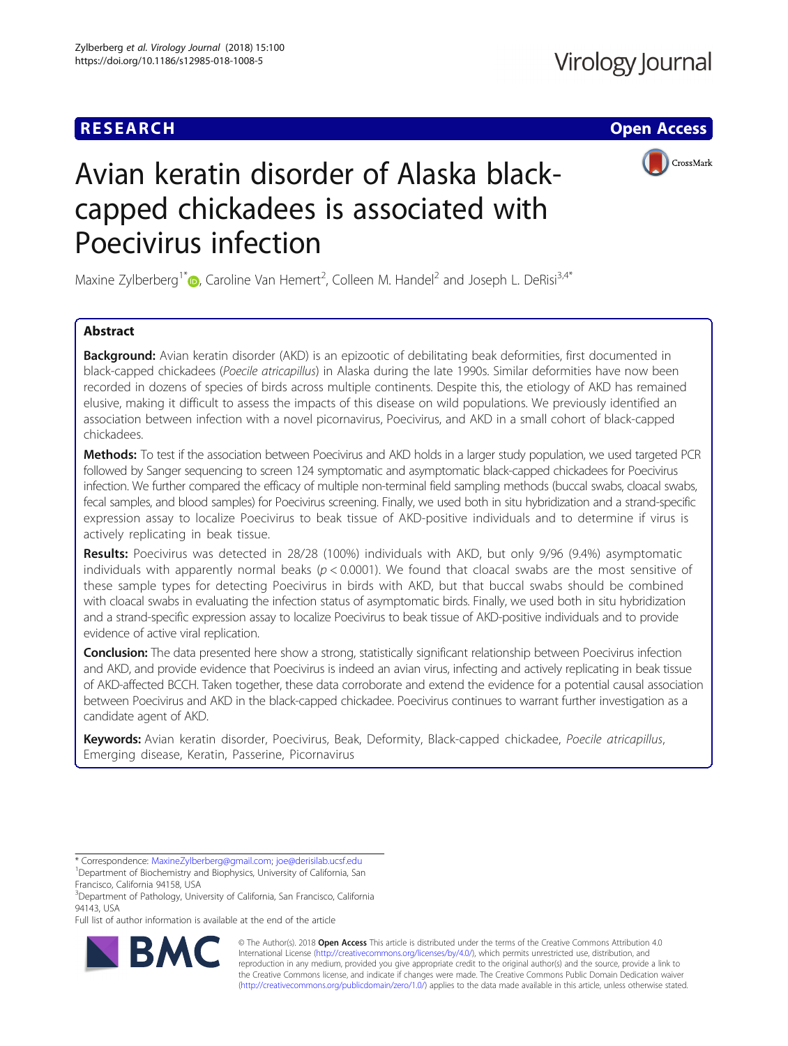**RESEARCH** **Open Access**

# Avian keratin disorder of Alaska black-capped chickadees is associated with Poecivirus infection

Maxine Zylberberg[1*], Caroline Van Hemert[2], Colleen M. Handel[2] and Joseph L. DeRisi[3,4*]

## Abstract

**Background:** Avian keratin disorder (AKD) is an epizootic of debilitating beak deformities, first documented in black-capped chickadees (*Poecile atricapillus*) in Alaska during the late 1990s. Similar deformities have now been recorded in dozens of species of birds across multiple continents. Despite this, the etiology of AKD has remained elusive, making it difficult to assess the impacts of this disease on wild populations. We previously identified an association between infection with a novel picornavirus, Poecivirus, and AKD in a small cohort of black-capped chickadees.

**Methods:** To test if the association between Poecivirus and AKD holds in a larger study population, we used targeted PCR followed by Sanger sequencing to screen 124 symptomatic and asymptomatic black-capped chickadees for Poecivirus infection. We further compared the efficacy of multiple non-terminal field sampling methods (buccal swabs, cloacal swabs, fecal samples, and blood samples) for Poecivirus screening. Finally, we used both in situ hybridization and a strand-specific expression assay to localize Poecivirus to beak tissue of AKD-positive individuals and to determine if virus is actively replicating in beak tissue.

**Results:** Poecivirus was detected in 28/28 (100%) individuals with AKD, but only 9/96 (9.4%) asymptomatic individuals with apparently normal beaks ($p < 0.0001$). We found that cloacal swabs are the most sensitive of these sample types for detecting Poecivirus in birds with AKD, but that buccal swabs should be combined with cloacal swabs in evaluating the infection status of asymptomatic birds. Finally, we used both in situ hybridization and a strand-specific expression assay to localize Poecivirus to beak tissue of AKD-positive individuals and to provide evidence of active viral replication.

**Conclusion:** The data presented here show a strong, statistically significant relationship between Poecivirus infection and AKD, and provide evidence that Poecivirus is indeed an avian virus, infecting and actively replicating in beak tissue of AKD-affected BCCH. Taken together, these data corroborate and extend the evidence for a potential causal association between Poecivirus and AKD in the black-capped chickadee. Poecivirus continues to warrant further investigation as a candidate agent of AKD.

**Keywords:** Avian keratin disorder, Poecivirus, Beak, Deformity, Black-capped chickadee, *Poecile atricapillus*, Emerging disease, Keratin, Passerine, Picornavirus

\* Correspondence: MaxineZylberberg@gmail.com; joe@derisilab.ucsf.edu
[1]Department of Biochemistry and Biophysics, University of California, San Francisco, California 94158, USA
[3]Department of Pathology, University of California, San Francisco, California 94143, USA
Full list of author information is available at the end of the article

© The Author(s). 2018 **Open Access** This article is distributed under the terms of the Creative Commons Attribution 4.0 International License (http://creativecommons.org/licenses/by/4.0/), which permits unrestricted use, distribution, and reproduction in any medium, provided you give appropriate credit to the original author(s) and the source, provide a link to the Creative Commons license, and indicate if changes were made. The Creative Commons Public Domain Dedication waiver (http://creativecommons.org/publicdomain/zero/1.0/) applies to the data made available in this article, unless otherwise stated.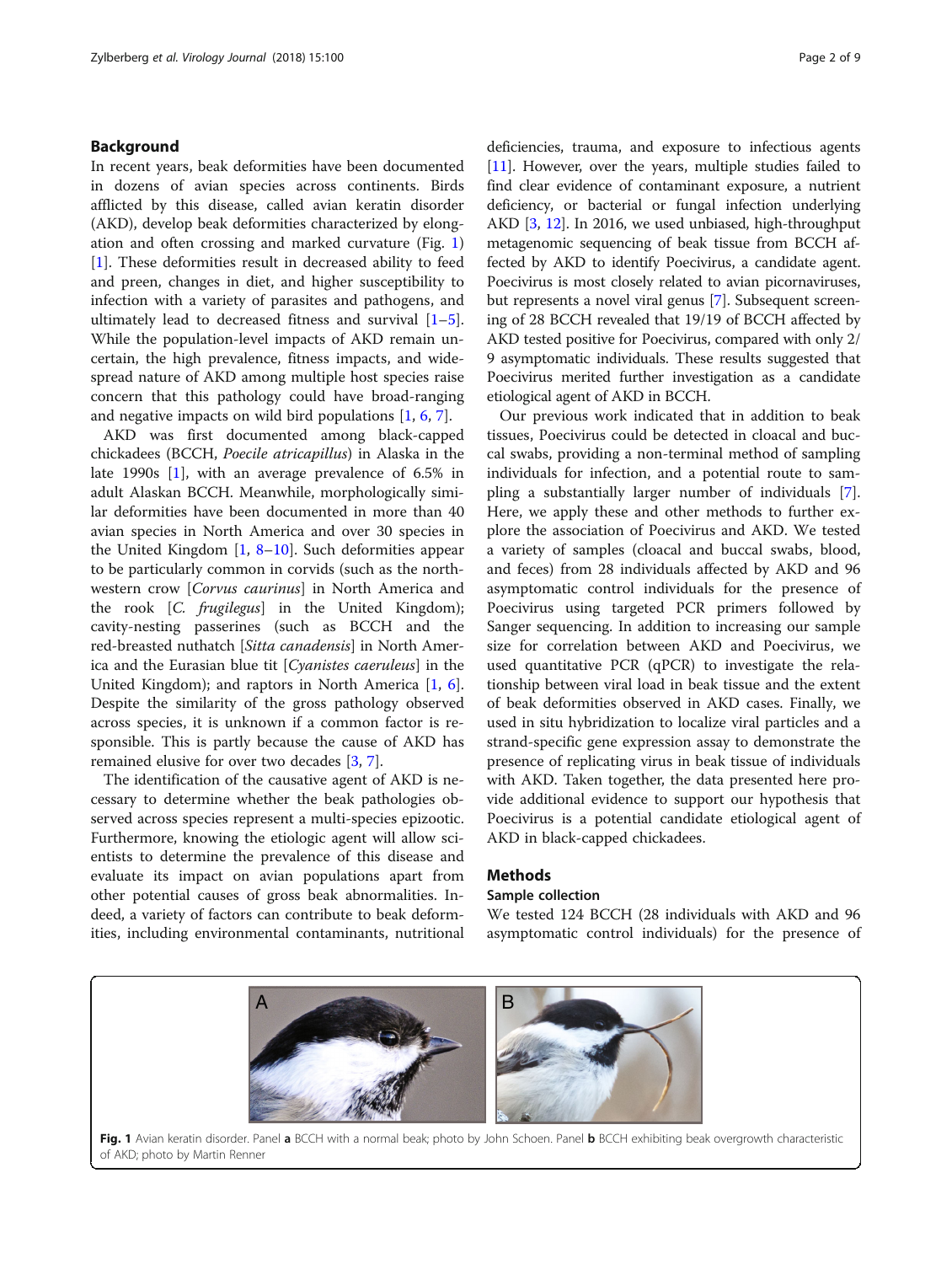## Background

In recent years, beak deformities have been documented in dozens of avian species across continents. Birds afflicted by this disease, called avian keratin disorder (AKD), develop beak deformities characterized by elongation and often crossing and marked curvature (Fig. 1) [1]. These deformities result in decreased ability to feed and preen, changes in diet, and higher susceptibility to infection with a variety of parasites and pathogens, and ultimately lead to decreased fitness and survival [1–5]. While the population-level impacts of AKD remain uncertain, the high prevalence, fitness impacts, and widespread nature of AKD among multiple host species raise concern that this pathology could have broad-ranging and negative impacts on wild bird populations [1, 6, 7].

AKD was first documented among black-capped chickadees (BCCH, *Poecile atricapillus*) in Alaska in the late 1990s [1], with an average prevalence of 6.5% in adult Alaskan BCCH. Meanwhile, morphologically similar deformities have been documented in more than 40 avian species in North America and over 30 species in the United Kingdom [1, 8–10]. Such deformities appear to be particularly common in corvids (such as the northwestern crow [*Corvus caurinus*] in North America and the rook [*C. frugilegus*] in the United Kingdom); cavity-nesting passerines (such as BCCH and the red-breasted nuthatch [*Sitta canadensis*] in North America and the Eurasian blue tit [*Cyanistes caeruleus*] in the United Kingdom); and raptors in North America [1, 6]. Despite the similarity of the gross pathology observed across species, it is unknown if a common factor is responsible. This is partly because the cause of AKD has remained elusive for over two decades [3, 7].

The identification of the causative agent of AKD is necessary to determine whether the beak pathologies observed across species represent a multi-species epizootic. Furthermore, knowing the etiologic agent will allow scientists to determine the prevalence of this disease and evaluate its impact on avian populations apart from other potential causes of gross beak abnormalities. Indeed, a variety of factors can contribute to beak deformities, including environmental contaminants, nutritional deficiencies, trauma, and exposure to infectious agents [11]. However, over the years, multiple studies failed to find clear evidence of contaminant exposure, a nutrient deficiency, or bacterial or fungal infection underlying AKD [3, 12]. In 2016, we used unbiased, high-throughput metagenomic sequencing of beak tissue from BCCH affected by AKD to identify Poecivirus, a candidate agent. Poecivirus is most closely related to avian picornaviruses, but represents a novel viral genus [7]. Subsequent screening of 28 BCCH revealed that 19/19 of BCCH affected by AKD tested positive for Poecivirus, compared with only 2/9 asymptomatic individuals. These results suggested that Poecivirus merited further investigation as a candidate etiological agent of AKD in BCCH.

Our previous work indicated that in addition to beak tissues, Poecivirus could be detected in cloacal and buccal swabs, providing a non-terminal method of sampling individuals for infection, and a potential route to sampling a substantially larger number of individuals [7]. Here, we apply these and other methods to further explore the association of Poecivirus and AKD. We tested a variety of samples (cloacal and buccal swabs, blood, and feces) from 28 individuals affected by AKD and 96 asymptomatic control individuals for the presence of Poecivirus using targeted PCR primers followed by Sanger sequencing. In addition to increasing our sample size for correlation between AKD and Poecivirus, we used quantitative PCR (qPCR) to investigate the relationship between viral load in beak tissue and the extent of beak deformities observed in AKD cases. Finally, we used in situ hybridization to localize viral particles and a strand-specific gene expression assay to demonstrate the presence of replicating virus in beak tissue of individuals with AKD. Taken together, the data presented here provide additional evidence to support our hypothesis that Poecivirus is a potential candidate etiological agent of AKD in black-capped chickadees.

## Methods

### Sample collection

We tested 124 BCCH (28 individuals with AKD and 96 asymptomatic control individuals) for the presence of

**Fig. 1** Avian keratin disorder. Panel **a** BCCH with a normal beak; photo by John Schoen. Panel **b** BCCH exhibiting beak overgrowth characteristic of AKD; photo by Martin Renner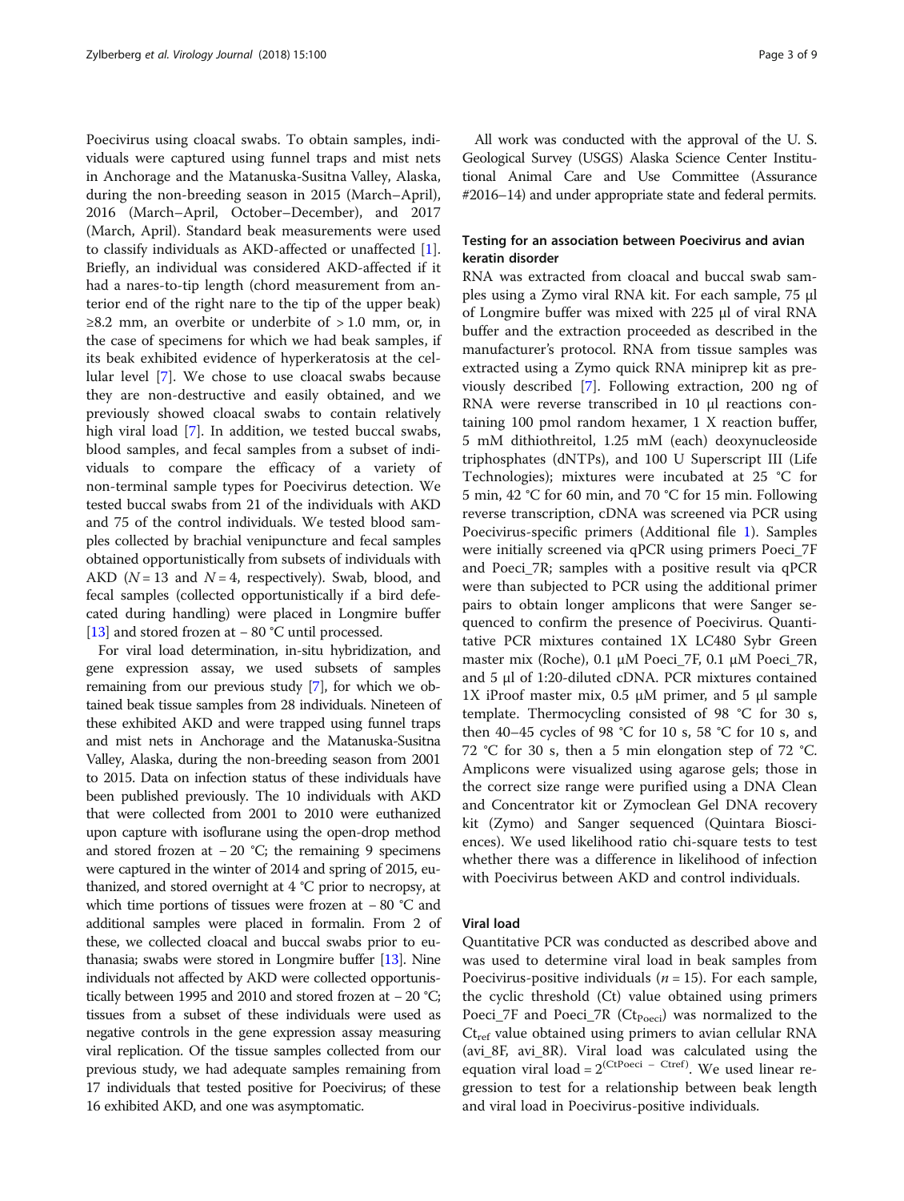Poecivirus using cloacal swabs. To obtain samples, individuals were captured using funnel traps and mist nets in Anchorage and the Matanuska-Susitna Valley, Alaska, during the non-breeding season in 2015 (March–April), 2016 (March–April, October–December), and 2017 (March, April). Standard beak measurements were used to classify individuals as AKD-affected or unaffected [1]. Briefly, an individual was considered AKD-affected if it had a nares-to-tip length (chord measurement from anterior end of the right nare to the tip of the upper beak) ≥8.2 mm, an overbite or underbite of > 1.0 mm, or, in the case of specimens for which we had beak samples, if its beak exhibited evidence of hyperkeratosis at the cellular level [7]. We chose to use cloacal swabs because they are non-destructive and easily obtained, and we previously showed cloacal swabs to contain relatively high viral load [7]. In addition, we tested buccal swabs, blood samples, and fecal samples from a subset of individuals to compare the efficacy of a variety of non-terminal sample types for Poecivirus detection. We tested buccal swabs from 21 of the individuals with AKD and 75 of the control individuals. We tested blood samples collected by brachial venipuncture and fecal samples obtained opportunistically from subsets of individuals with AKD ($N = 13$ and $N = 4$, respectively). Swab, blood, and fecal samples (collected opportunistically if a bird defecated during handling) were placed in Longmire buffer [13] and stored frozen at − 80 °C until processed.

For viral load determination, in-situ hybridization, and gene expression assay, we used subsets of samples remaining from our previous study [7], for which we obtained beak tissue samples from 28 individuals. Nineteen of these exhibited AKD and were trapped using funnel traps and mist nets in Anchorage and the Matanuska-Susitna Valley, Alaska, during the non-breeding season from 2001 to 2015. Data on infection status of these individuals have been published previously. The 10 individuals with AKD that were collected from 2001 to 2010 were euthanized upon capture with isoflurane using the open-drop method and stored frozen at − 20 °C; the remaining 9 specimens were captured in the winter of 2014 and spring of 2015, euthanized, and stored overnight at 4 °C prior to necropsy, at which time portions of tissues were frozen at − 80 °C and additional samples were placed in formalin. From 2 of these, we collected cloacal and buccal swabs prior to euthanasia; swabs were stored in Longmire buffer [13]. Nine individuals not affected by AKD were collected opportunistically between 1995 and 2010 and stored frozen at − 20 °C; tissues from a subset of these individuals were used as negative controls in the gene expression assay measuring viral replication. Of the tissue samples collected from our previous study, we had adequate samples remaining from 17 individuals that tested positive for Poecivirus; of these 16 exhibited AKD, and one was asymptomatic.

All work was conducted with the approval of the U. S. Geological Survey (USGS) Alaska Science Center Institutional Animal Care and Use Committee (Assurance #2016–14) and under appropriate state and federal permits.

### Testing for an association between Poecivirus and avian keratin disorder

RNA was extracted from cloacal and buccal swab samples using a Zymo viral RNA kit. For each sample, 75 μl of Longmire buffer was mixed with 225 μl of viral RNA buffer and the extraction proceeded as described in the manufacturer's protocol. RNA from tissue samples was extracted using a Zymo quick RNA miniprep kit as previously described [7]. Following extraction, 200 ng of RNA were reverse transcribed in 10 μl reactions containing 100 pmol random hexamer, 1 X reaction buffer, 5 mM dithiothreitol, 1.25 mM (each) deoxynucleoside triphosphates (dNTPs), and 100 U Superscript III (Life Technologies); mixtures were incubated at 25 °C for 5 min, 42 °C for 60 min, and 70 °C for 15 min. Following reverse transcription, cDNA was screened via PCR using Poecivirus-specific primers (Additional file 1). Samples were initially screened via qPCR using primers Poeci_7F and Poeci_7R; samples with a positive result via qPCR were than subjected to PCR using the additional primer pairs to obtain longer amplicons that were Sanger sequenced to confirm the presence of Poecivirus. Quantitative PCR mixtures contained 1X LC480 Sybr Green master mix (Roche), 0.1 μM Poeci_7F, 0.1 μM Poeci_7R, and 5 μl of 1:20-diluted cDNA. PCR mixtures contained 1X iProof master mix, 0.5 μM primer, and 5 μl sample template. Thermocycling consisted of 98 °C for 30 s, then 40–45 cycles of 98 °C for 10 s, 58 °C for 10 s, and 72 °C for 30 s, then a 5 min elongation step of 72 °C. Amplicons were visualized using agarose gels; those in the correct size range were purified using a DNA Clean and Concentrator kit or Zymoclean Gel DNA recovery kit (Zymo) and Sanger sequenced (Quintara Biosciences). We used likelihood ratio chi-square tests to test whether there was a difference in likelihood of infection with Poecivirus between AKD and control individuals.

### Viral load

Quantitative PCR was conducted as described above and was used to determine viral load in beak samples from Poecivirus-positive individuals ($n = 15$). For each sample, the cyclic threshold (Ct) value obtained using primers Poeci_7F and Poeci_7R ($Ct_{Poeci}$) was normalized to the $Ct_{ref}$ value obtained using primers to avian cellular RNA (avi_8F, avi_8R). Viral load was calculated using the equation viral load = $2^{(CtPoeci\ -\ Ctref)}$. We used linear regression to test for a relationship between beak length and viral load in Poecivirus-positive individuals.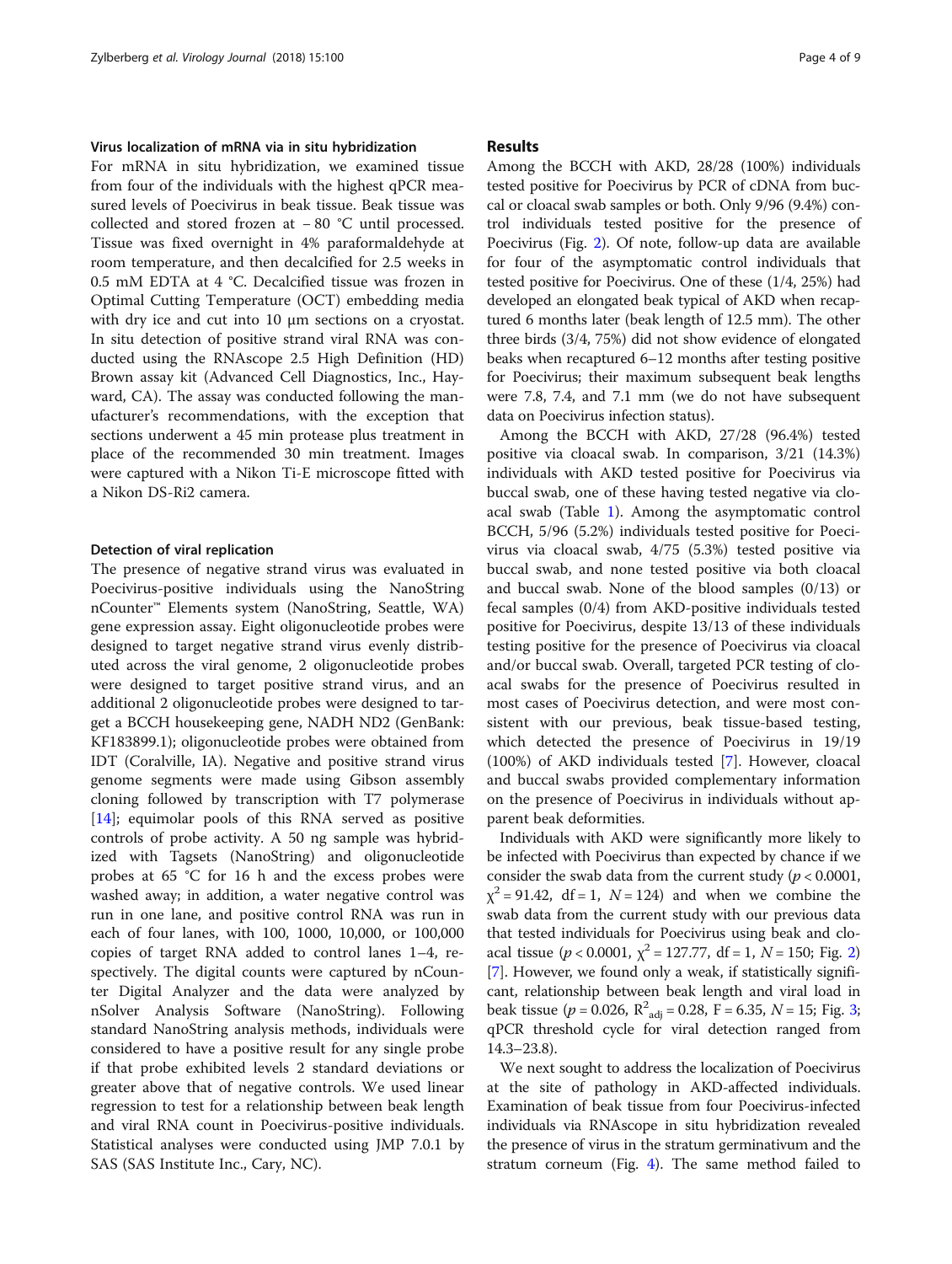### Virus localization of mRNA via in situ hybridization

For mRNA in situ hybridization, we examined tissue from four of the individuals with the highest qPCR measured levels of Poecivirus in beak tissue. Beak tissue was collected and stored frozen at − 80 °C until processed. Tissue was fixed overnight in 4% paraformaldehyde at room temperature, and then decalcified for 2.5 weeks in 0.5 mM EDTA at 4 °C. Decalcified tissue was frozen in Optimal Cutting Temperature (OCT) embedding media with dry ice and cut into 10 μm sections on a cryostat. In situ detection of positive strand viral RNA was conducted using the RNAscope 2.5 High Definition (HD) Brown assay kit (Advanced Cell Diagnostics, Inc., Hayward, CA). The assay was conducted following the manufacturer's recommendations, with the exception that sections underwent a 45 min protease plus treatment in place of the recommended 30 min treatment. Images were captured with a Nikon Ti-E microscope fitted with a Nikon DS-Ri2 camera.

### Detection of viral replication

The presence of negative strand virus was evaluated in Poecivirus-positive individuals using the NanoString nCounter™ Elements system (NanoString, Seattle, WA) gene expression assay. Eight oligonucleotide probes were designed to target negative strand virus evenly distributed across the viral genome, 2 oligonucleotide probes were designed to target positive strand virus, and an additional 2 oligonucleotide probes were designed to target a BCCH housekeeping gene, NADH ND2 (GenBank: KF183899.1); oligonucleotide probes were obtained from IDT (Coralville, IA). Negative and positive strand virus genome segments were made using Gibson assembly cloning followed by transcription with T7 polymerase [14]; equimolar pools of this RNA served as positive controls of probe activity. A 50 ng sample was hybridized with Tagsets (NanoString) and oligonucleotide probes at 65 °C for 16 h and the excess probes were washed away; in addition, a water negative control was run in one lane, and positive control RNA was run in each of four lanes, with 100, 1000, 10,000, or 100,000 copies of target RNA added to control lanes 1–4, respectively. The digital counts were captured by nCounter Digital Analyzer and the data were analyzed by nSolver Analysis Software (NanoString). Following standard NanoString analysis methods, individuals were considered to have a positive result for any single probe if that probe exhibited levels 2 standard deviations or greater above that of negative controls. We used linear regression to test for a relationship between beak length and viral RNA count in Poecivirus-positive individuals. Statistical analyses were conducted using JMP 7.0.1 by SAS (SAS Institute Inc., Cary, NC).

## Results

Among the BCCH with AKD, 28/28 (100%) individuals tested positive for Poecivirus by PCR of cDNA from buccal or cloacal swab samples or both. Only 9/96 (9.4%) control individuals tested positive for the presence of Poecivirus (Fig. 2). Of note, follow-up data are available for four of the asymptomatic control individuals that tested positive for Poecivirus. One of these (1/4, 25%) had developed an elongated beak typical of AKD when recaptured 6 months later (beak length of 12.5 mm). The other three birds (3/4, 75%) did not show evidence of elongated beaks when recaptured 6–12 months after testing positive for Poecivirus; their maximum subsequent beak lengths were 7.8, 7.4, and 7.1 mm (we do not have subsequent data on Poecivirus infection status).

Among the BCCH with AKD, 27/28 (96.4%) tested positive via cloacal swab. In comparison, 3/21 (14.3%) individuals with AKD tested positive for Poecivirus via buccal swab, one of these having tested negative via cloacal swab (Table 1). Among the asymptomatic control BCCH, 5/96 (5.2%) individuals tested positive for Poecivirus via cloacal swab, 4/75 (5.3%) tested positive via buccal swab, and none tested positive via both cloacal and buccal swab. None of the blood samples (0/13) or fecal samples (0/4) from AKD-positive individuals tested positive for Poecivirus, despite 13/13 of these individuals testing positive for the presence of Poecivirus via cloacal and/or buccal swab. Overall, targeted PCR testing of cloacal swabs for the presence of Poecivirus resulted in most cases of Poecivirus detection, and were most consistent with our previous, beak tissue-based testing, which detected the presence of Poecivirus in 19/19 (100%) of AKD individuals tested [7]. However, cloacal and buccal swabs provided complementary information on the presence of Poecivirus in individuals without apparent beak deformities.

Individuals with AKD were significantly more likely to be infected with Poecivirus than expected by chance if we consider the swab data from the current study ($p < 0.0001$, $\chi^2 = 91.42$, df = 1, $N = 124$) and when we combine the swab data from the current study with our previous data that tested individuals for Poecivirus using beak and cloacal tissue ($p < 0.0001$, $\chi^2 = 127.77$, df = 1, $N = 150$; Fig. 2) [7]. However, we found only a weak, if statistically significant, relationship between beak length and viral load in beak tissue ($p = 0.026$, $R^2_{adj} = 0.28$, $F = 6.35$, $N = 15$; Fig. 3; qPCR threshold cycle for viral detection ranged from 14.3–23.8).

We next sought to address the localization of Poecivirus at the site of pathology in AKD-affected individuals. Examination of beak tissue from four Poecivirus-infected individuals via RNAscope in situ hybridization revealed the presence of virus in the stratum germinativum and the stratum corneum (Fig. 4). The same method failed to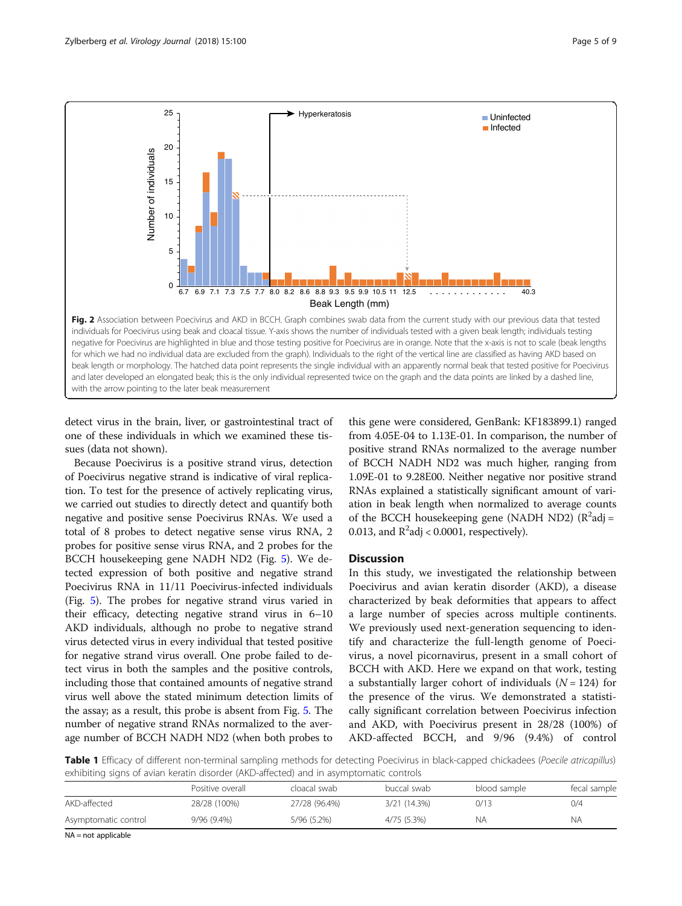Fig. 2 Association between Poecivirus and AKD in BCCH. Graph combines swab data from the current study with our previous data that tested individuals for Poecivirus using beak and cloacal tissue. Y-axis shows the number of individuals tested with a given beak length; individuals testing negative for Poecivirus are highlighted in blue and those testing positive for Poecivirus are in orange. Note that the x-axis is not to scale (beak lengths for which we had no individual data are excluded from the graph). Individuals to the right of the vertical line are classified as having AKD based on beak length or morphology. The hatched data point represents the single individual with an apparently normal beak that tested positive for Poecivirus and later developed an elongated beak; this is the only individual represented twice on the graph and the data points are linked by a dashed line, with the arrow pointing to the later beak measurement

detect virus in the brain, liver, or gastrointestinal tract of one of these individuals in which we examined these tissues (data not shown).

Because Poecivirus is a positive strand virus, detection of Poecivirus negative strand is indicative of viral replication. To test for the presence of actively replicating virus, we carried out studies to directly detect and quantify both negative and positive sense Poecivirus RNAs. We used a total of 8 probes to detect negative sense virus RNA, 2 probes for positive sense virus RNA, and 2 probes for the BCCH housekeeping gene NADH ND2 (Fig. 5). We detected expression of both positive and negative strand Poecivirus RNA in 11/11 Poecivirus-infected individuals (Fig. 5). The probes for negative strand virus varied in their efficacy, detecting negative strand virus in 6–10 AKD individuals, although no probe to negative strand virus detected virus in every individual that tested positive for negative strand virus overall. One probe failed to detect virus in both the samples and the positive controls, including those that contained amounts of negative strand virus well above the stated minimum detection limits of the assay; as a result, this probe is absent from Fig. 5. The number of negative strand RNAs normalized to the average number of BCCH NADH ND2 (when both probes to this gene were considered, GenBank: KF183899.1) ranged from 4.05E-04 to 1.13E-01. In comparison, the number of positive strand RNAs normalized to the average number of BCCH NADH ND2 was much higher, ranging from 1.09E-01 to 9.28E00. Neither negative nor positive strand RNAs explained a statistically significant amount of variation in beak length when normalized to average counts of the BCCH housekeeping gene (NADH ND2) ($R^2$adj = 0.013, and $R^2$adj < 0.0001, respectively).

## Discussion

In this study, we investigated the relationship between Poecivirus and avian keratin disorder (AKD), a disease characterized by beak deformities that appears to affect a large number of species across multiple continents. We previously used next-generation sequencing to identify and characterize the full-length genome of Poecivirus, a novel picornavirus, present in a small cohort of BCCH with AKD. Here we expand on that work, testing a substantially larger cohort of individuals ($N = 124$) for the presence of the virus. We demonstrated a statistically significant correlation between Poecivirus infection and AKD, with Poecivirus present in 28/28 (100%) of AKD-affected BCCH, and 9/96 (9.4%) of control

**Table 1** Efficacy of different non-terminal sampling methods for detecting Poecivirus in black-capped chickadees (*Poecile atricapillus*) exhibiting signs of avian keratin disorder (AKD-affected) and in asymptomatic controls

| | Positive overall | cloacal swab | buccal swab | blood sample | fecal sample |
|---|---|---|---|---|---|
| AKD-affected | 28/28 (100%) | 27/28 (96.4%) | 3/21 (14.3%) | 0/13 | 0/4 |
| Asymptomatic control | 9/96 (9.4%) | 5/96 (5.2%) | 4/75 (5.3%) | NA | NA |

NA = not applicable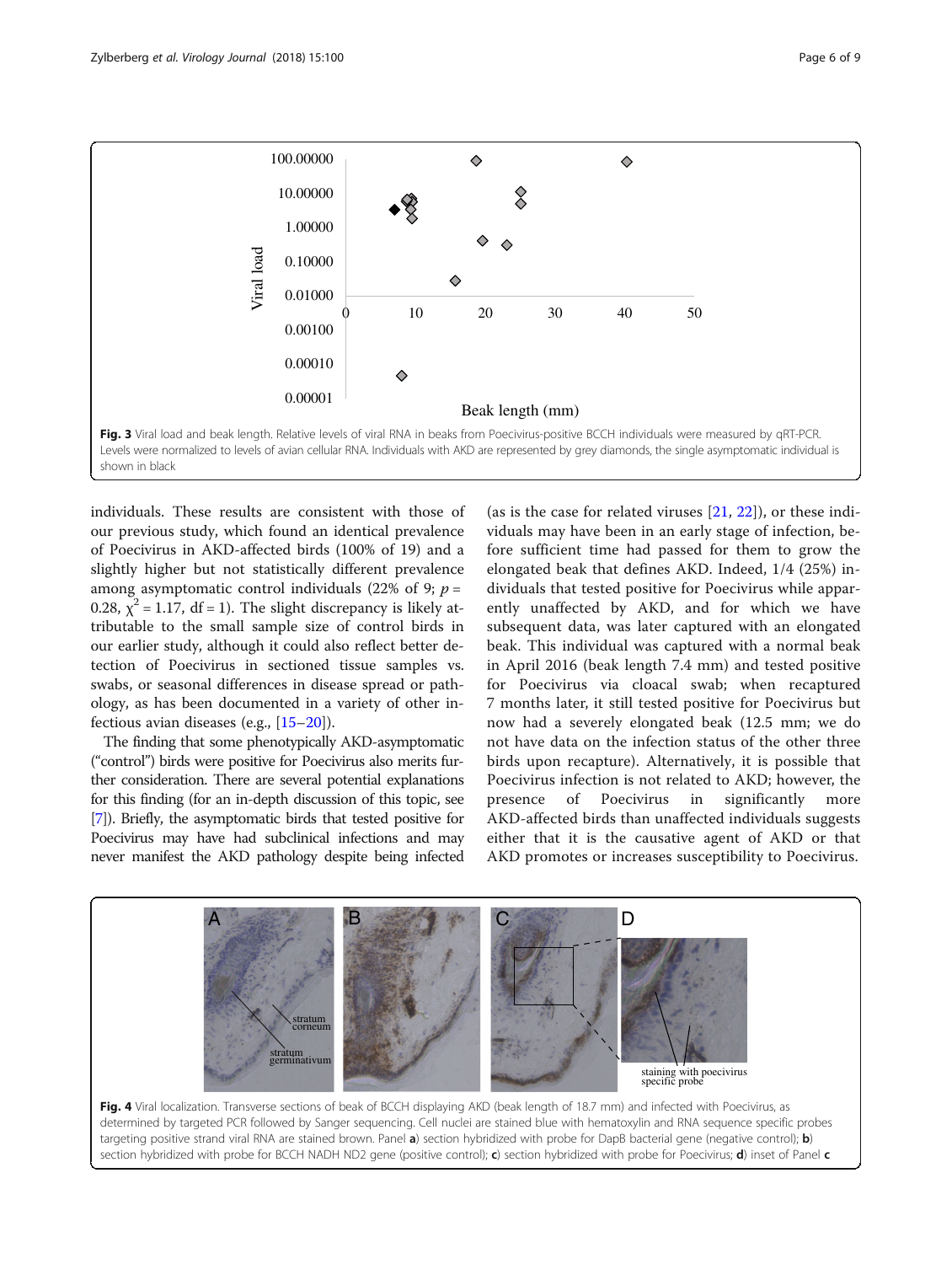Fig. 3 Viral load and beak length. Relative levels of viral RNA in beaks from Poecivirus-positive BCCH individuals were measured by qRT-PCR. Levels were normalized to levels of avian cellular RNA. Individuals with AKD are represented by grey diamonds, the single asymptomatic individual is shown in black

individuals. These results are consistent with those of our previous study, which found an identical prevalence of Poecivirus in AKD-affected birds (100% of 19) and a slightly higher but not statistically different prevalence among asymptomatic control individuals (22% of 9; $p = 0.28$, $\chi^2 = 1.17$, df = 1). The slight discrepancy is likely attributable to the small sample size of control birds in our earlier study, although it could also reflect better detection of Poecivirus in sectioned tissue samples vs. swabs, or seasonal differences in disease spread or pathology, as has been documented in a variety of other infectious avian diseases (e.g., [15–20]).

The finding that some phenotypically AKD-asymptomatic ("control") birds were positive for Poecivirus also merits further consideration. There are several potential explanations for this finding (for an in-depth discussion of this topic, see [7]). Briefly, the asymptomatic birds that tested positive for Poecivirus may have had subclinical infections and may never manifest the AKD pathology despite being infected (as is the case for related viruses [21, 22]), or these individuals may have been in an early stage of infection, before sufficient time had passed for them to grow the elongated beak that defines AKD. Indeed, 1/4 (25%) individuals that tested positive for Poecivirus while apparently unaffected by AKD, and for which we have subsequent data, was later captured with an elongated beak. This individual was captured with a normal beak in April 2016 (beak length 7.4 mm) and tested positive for Poecivirus via cloacal swab; when recaptured 7 months later, it still tested positive for Poecivirus but now had a severely elongated beak (12.5 mm; we do not have data on the infection status of the other three birds upon recapture). Alternatively, it is possible that Poecivirus infection is not related to AKD; however, the presence of Poecivirus in significantly more AKD-affected birds than unaffected individuals suggests either that it is the causative agent of AKD or that AKD promotes or increases susceptibility to Poecivirus.

Fig. 4 Viral localization. Transverse sections of beak of BCCH displaying AKD (beak length of 18.7 mm) and infected with Poecivirus, as determined by targeted PCR followed by Sanger sequencing. Cell nuclei are stained blue with hematoxylin and RNA sequence specific probes targeting positive strand viral RNA are stained brown. Panel **a**) section hybridized with probe for DapB bacterial gene (negative control); **b**) section hybridized with probe for BCCH NADH ND2 gene (positive control); **c**) section hybridized with probe for Poecivirus; **d**) inset of Panel **c**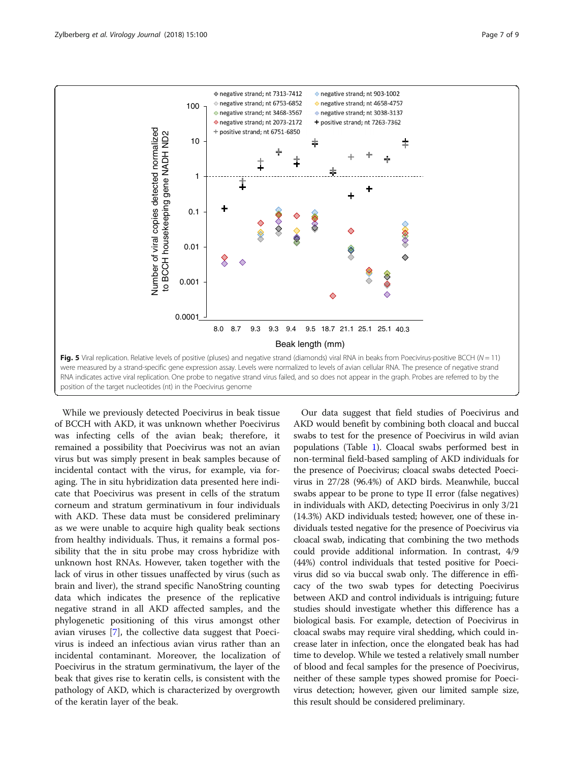◆ negative strand; nt 7313-7412
◆ negative strand; nt 6753-6852
◆ negative strand; nt 3468-3567
◆ negative strand; nt 2073-2172
+ positive strand; nt 6751-6850
◆ negative strand; nt 903-1002
◆ negative strand; nt 4658-4757
◆ negative strand; nt 3038-3137
+ positive strand; nt 7263-7362

100
10
1
0.1
0.01
0.001
0.0001

Number of viral copies detected normalized to BCCH housekeeping gene NADH ND2

8.0 8.7 9.3 9.3 9.4 9.5 18.7 21.1 25.1 25.1 40.3

Beak length (mm)

**Fig. 5** Viral replication. Relative levels of positive (pluses) and negative strand (diamonds) viral RNA in beaks from Poecivirus-positive BCCH ($N = 11$) were measured by a strand-specific gene expression assay. Levels were normalized to levels of avian cellular RNA. The presence of negative strand RNA indicates active viral replication. One probe to negative strand virus failed, and so does not appear in the graph. Probes are referred to by the position of the target nucleotides (nt) in the Poecivirus genome

While we previously detected Poecivirus in beak tissue of BCCH with AKD, it was unknown whether Poecivirus was infecting cells of the avian beak; therefore, it remained a possibility that Poecivirus was not an avian virus but was simply present in beak samples because of incidental contact with the virus, for example, via foraging. The in situ hybridization data presented here indicate that Poecivirus was present in cells of the stratum corneum and stratum germinativum in four individuals with AKD. These data must be considered preliminary as we were unable to acquire high quality beak sections from healthy individuals. Thus, it remains a formal possibility that the in situ probe may cross hybridize with unknown host RNAs. However, taken together with the lack of virus in other tissues unaffected by virus (such as brain and liver), the strand specific NanoString counting data which indicates the presence of the replicative negative strand in all AKD affected samples, and the phylogenetic positioning of this virus amongst other avian viruses [7], the collective data suggest that Poecivirus is indeed an infectious avian virus rather than an incidental contaminant. Moreover, the localization of Poecivirus in the stratum germinativum, the layer of the beak that gives rise to keratin cells, is consistent with the pathology of AKD, which is characterized by overgrowth of the keratin layer of the beak.

Our data suggest that field studies of Poecivirus and AKD would benefit by combining both cloacal and buccal swabs to test for the presence of Poecivirus in wild avian populations (Table 1). Cloacal swabs performed best in non-terminal field-based sampling of AKD individuals for the presence of Poecivirus; cloacal swabs detected Poecivirus in 27/28 (96.4%) of AKD birds. Meanwhile, buccal swabs appear to be prone to type II error (false negatives) in individuals with AKD, detecting Poecivirus in only 3/21 (14.3%) AKD individuals tested; however, one of these individuals tested negative for the presence of Poecivirus via cloacal swab, indicating that combining the two methods could provide additional information. In contrast, 4/9 (44%) control individuals that tested positive for Poecivirus did so via buccal swab only. The difference in efficacy of the two swab types for detecting Poecivirus between AKD and control individuals is intriguing; future studies should investigate whether this difference has a biological basis. For example, detection of Poecivirus in cloacal swabs may require viral shedding, which could increase later in infection, once the elongated beak has had time to develop. While we tested a relatively small number of blood and fecal samples for the presence of Poecivirus, neither of these sample types showed promise for Poecivirus detection; however, given our limited sample size, this result should be considered preliminary.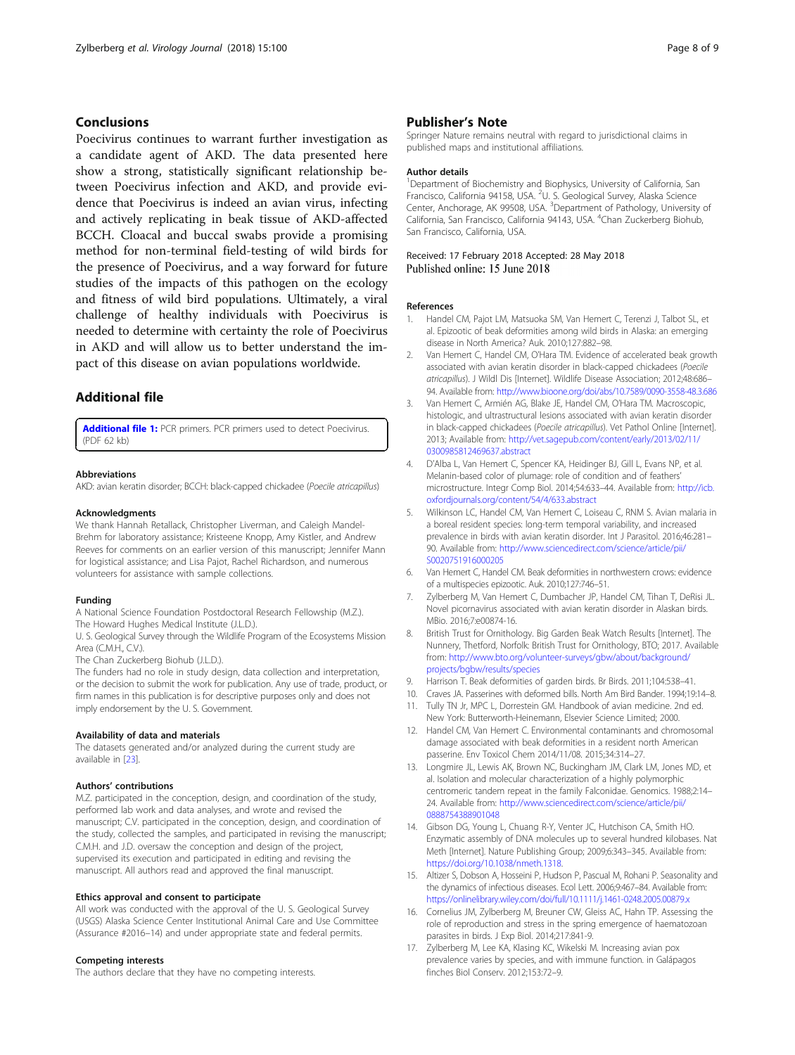## Conclusions

Poecivirus continues to warrant further investigation as a candidate agent of AKD. The data presented here show a strong, statistically significant relationship between Poecivirus infection and AKD, and provide evidence that Poecivirus is indeed an avian virus, infecting and actively replicating in beak tissue of AKD-affected BCCH. Cloacal and buccal swabs provide a promising method for non-terminal field-testing of wild birds for the presence of Poecivirus, and a way forward for future studies of the impacts of this pathogen on the ecology and fitness of wild bird populations. Ultimately, a viral challenge of healthy individuals with Poecivirus is needed to determine with certainty the role of Poecivirus in AKD and will allow us to better understand the impact of this disease on avian populations worldwide.

## Additional file

**Additional file 1:** PCR primers. PCR primers used to detect Poecivirus. (PDF 62 kb)

#### Abbreviations

AKD: avian keratin disorder; BCCH: black-capped chickadee (*Poecile atricapillus*)

#### Acknowledgments

We thank Hannah Retallack, Christopher Liverman, and Caleigh Mandel-Brehm for laboratory assistance; Kristeene Knopp, Amy Kistler, and Andrew Reeves for comments on an earlier version of this manuscript; Jennifer Mann for logistical assistance; and Lisa Pajot, Rachel Richardson, and numerous volunteers for assistance with sample collections.

#### Funding

A National Science Foundation Postdoctoral Research Fellowship (M.Z.).
The Howard Hughes Medical Institute (J.L.D.).
U. S. Geological Survey through the Wildlife Program of the Ecosystems Mission Area (C.M.H., C.V.).
The Chan Zuckerberg Biohub (J.L.D.).
The funders had no role in study design, data collection and interpretation, or the decision to submit the work for publication. Any use of trade, product, or firm names in this publication is for descriptive purposes only and does not imply endorsement by the U. S. Government.

#### Availability of data and materials

The datasets generated and/or analyzed during the current study are available in [23].

#### Authors' contributions

M.Z. participated in the conception, design, and coordination of the study, performed lab work and data analyses, and wrote and revised the manuscript; C.V. participated in the conception, design, and coordination of the study, collected the samples, and participated in revising the manuscript; C.M.H. and J.D. oversaw the conception and design of the project, supervised its execution and participated in editing and revising the manuscript. All authors read and approved the final manuscript.

#### Ethics approval and consent to participate

All work was conducted with the approval of the U. S. Geological Survey (USGS) Alaska Science Center Institutional Animal Care and Use Committee (Assurance #2016–14) and under appropriate state and federal permits.

#### Competing interests

The authors declare that they have no competing interests.

## Publisher's Note

Springer Nature remains neutral with regard to jurisdictional claims in published maps and institutional affiliations.

#### Author details

[1]Department of Biochemistry and Biophysics, University of California, San Francisco, California 94158, USA. [2]U. S. Geological Survey, Alaska Science Center, Anchorage, AK 99508, USA. [3]Department of Pathology, University of California, San Francisco, California 94143, USA. [4]Chan Zuckerberg Biohub, San Francisco, California, USA.

Received: 17 February 2018 Accepted: 28 May 2018
Published online: 15 June 2018

#### References

1. Handel CM, Pajot LM, Matsuoka SM, Van Hemert C, Terenzi J, Talbot SL, et al. Epizootic of beak deformities among wild birds in Alaska: an emerging disease in North America? Auk. 2010;127:882–98.
2. Van Hemert C, Handel CM, O'Hara TM. Evidence of accelerated beak growth associated with avian keratin disorder in black-capped chickadees (*Poecile atricapillus*). J Wildl Dis [Internet]. Wildlife Disease Association; 2012;48:686–94. Available from: http://www.bioone.org/doi/abs/10.7589/0090-3558-48.3.686
3. Van Hemert C, Armién AG, Blake JE, Handel CM, O'Hara TM. Macroscopic, histologic, and ultrastructural lesions associated with avian keratin disorder in black-capped chickadees (*Poecile atricapillus*). Vet Pathol Online [Internet]. 2013; Available from: http://vet.sagepub.com/content/early/2013/02/11/0300985812469637.abstract
4. D'Alba L, Van Hemert C, Spencer KA, Heidinger BJ, Gill L, Evans NP, et al. Melanin-based color of plumage: role of condition and of feathers' microstructure. Integr Comp Biol. 2014;54:633–44. Available from: http://icb.oxfordjournals.org/content/54/4/633.abstract
5. Wilkinson LC, Handel CM, Van Hemert C, Loiseau C, RNM S. Avian malaria in a boreal resident species: long-term temporal variability, and increased prevalence in birds with avian keratin disorder. Int J Parasitol. 2016;46:281–90. Available from: http://www.sciencedirect.com/science/article/pii/S0020751916000205
6. Van Hemert C, Handel CM. Beak deformities in northwestern crows: evidence of a multispecies epizootic. Auk. 2010;127:746–51.
7. Zylberberg M, Van Hemert C, Dumbacher JP, Handel CM, Tihan T, DeRisi JL. Novel picornavirus associated with avian keratin disorder in Alaskan birds. MBio. 2016;7:e00874-16.
8. British Trust for Ornithology. Big Garden Beak Watch Results [Internet]. The Nunnery, Thetford, Norfolk: British Trust for Ornithology, BTO; 2017. Available from: http://www.bto.org/volunteer-surveys/gbw/about/background/projects/bgbw/results/species
9. Harrison T. Beak deformities of garden birds. Br Birds. 2011;104:538–41.
10. Craves JA. Passerines with deformed bills. North Am Bird Bander. 1994;19:14–8.
11. Tully TN Jr, MPC L, Dorrestein GM. Handbook of avian medicine. 2nd ed. New York: Butterworth-Heinemann, Elsevier Science Limited; 2000.
12. Handel CM, Van Hemert C. Environmental contaminants and chromosomal damage associated with beak deformities in a resident north American passerine. Env Toxicol Chem 2014/11/08. 2015;34:314–27.
13. Longmire JL, Lewis AK, Brown NC, Buckingham JM, Clark LM, Jones MD, et al. Isolation and molecular characterization of a highly polymorphic centromeric tandem repeat in the family Falconidae. Genomics. 1988;2:14–24. Available from: http://www.sciencedirect.com/science/article/pii/0888754388901048
14. Gibson DG, Young L, Chuang R-Y, Venter JC, Hutchison CA, Smith HO. Enzymatic assembly of DNA molecules up to several hundred kilobases. Nat Meth [Internet]. Nature Publishing Group; 2009;6:343–345. Available from: https://doi.org/10.1038/nmeth.1318.
15. Altizer S, Dobson A, Hosseini P, Hudson P, Pascual M, Rohani P. Seasonality and the dynamics of infectious diseases. Ecol Lett. 2006;9:467–84. Available from: https://onlinelibrary.wiley.com/doi/full/10.1111/j.1461-0248.2005.00879.x
16. Cornelius JM, Zylberberg M, Breuner CW, Gleiss AC, Hahn TP. Assessing the role of reproduction and stress in the spring emergence of haematozoan parasites in birds. J Exp Biol. 2014;217:841-9.
17. Zylberberg M, Lee KA, Klasing KC, Wikelski M. Increasing avian pox prevalence varies by species, and with immune function. in Galápagos finches Biol Conserv. 2012;153:72–9.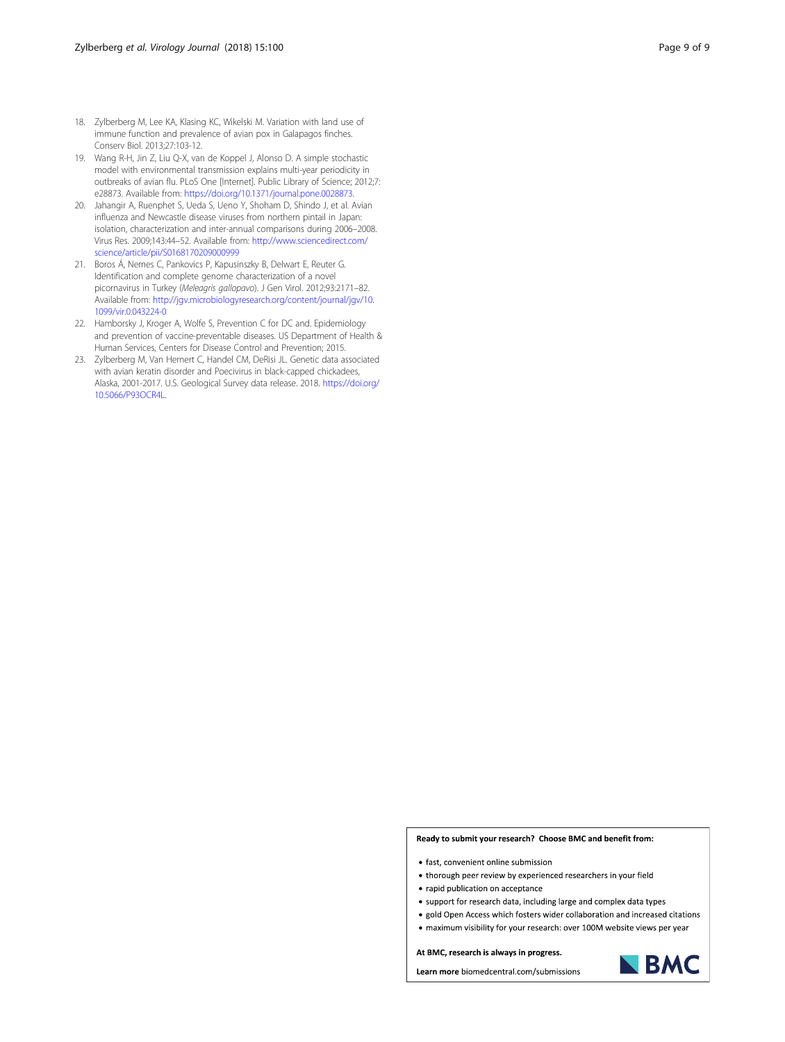18. Zylberberg M, Lee KA, Klasing KC, Wikelski M. Variation with land use of immune function and prevalence of avian pox in Galapagos finches. Conserv Biol. 2013;27:103-12.
19. Wang R-H, Jin Z, Liu Q-X, van de Koppel J, Alonso D. A simple stochastic model with environmental transmission explains multi-year periodicity in outbreaks of avian flu. PLoS One [Internet]. Public Library of Science; 2012;7: e28873. Available from: https://doi.org/10.1371/journal.pone.0028873.
20. Jahangir A, Ruenphet S, Ueda S, Ueno Y, Shoham D, Shindo J, et al. Avian influenza and Newcastle disease viruses from northern pintail in Japan: isolation, characterization and inter-annual comparisons during 2006–2008. Virus Res. 2009;143:44–52. Available from: http://www.sciencedirect.com/science/article/pii/S0168170209000999
21. Boros Á, Nemes C, Pankovics P, Kapusinszky B, Delwart E, Reuter G. Identification and complete genome characterization of a novel picornavirus in Turkey (*Meleagris gallopavo*). J Gen Virol. 2012;93:2171–82. Available from: http://jgv.microbiologyresearch.org/content/journal/jgv/10.1099/vir.0.043224-0
22. Hamborsky J, Kroger A, Wolfe S, Prevention C for DC and. Epidemiology and prevention of vaccine-preventable diseases. US Department of Health & Human Services, Centers for Disease Control and Prevention; 2015.
23. Zylberberg M, Van Hemert C, Handel CM, DeRisi JL. Genetic data associated with avian keratin disorder and Poecivirus in black-capped chickadees, Alaska, 2001-2017. U.S. Geological Survey data release. 2018. https://doi.org/10.5066/P93OCR4L.

**Ready to submit your research? Choose BMC and benefit from:**

- fast, convenient online submission
- thorough peer review by experienced researchers in your field
- rapid publication on acceptance
- support for research data, including large and complex data types
- gold Open Access which fosters wider collaboration and increased citations
- maximum visibility for your research: over 100M website views per year

**At BMC, research is always in progress.**

**Learn more** biomedcentral.com/submissions